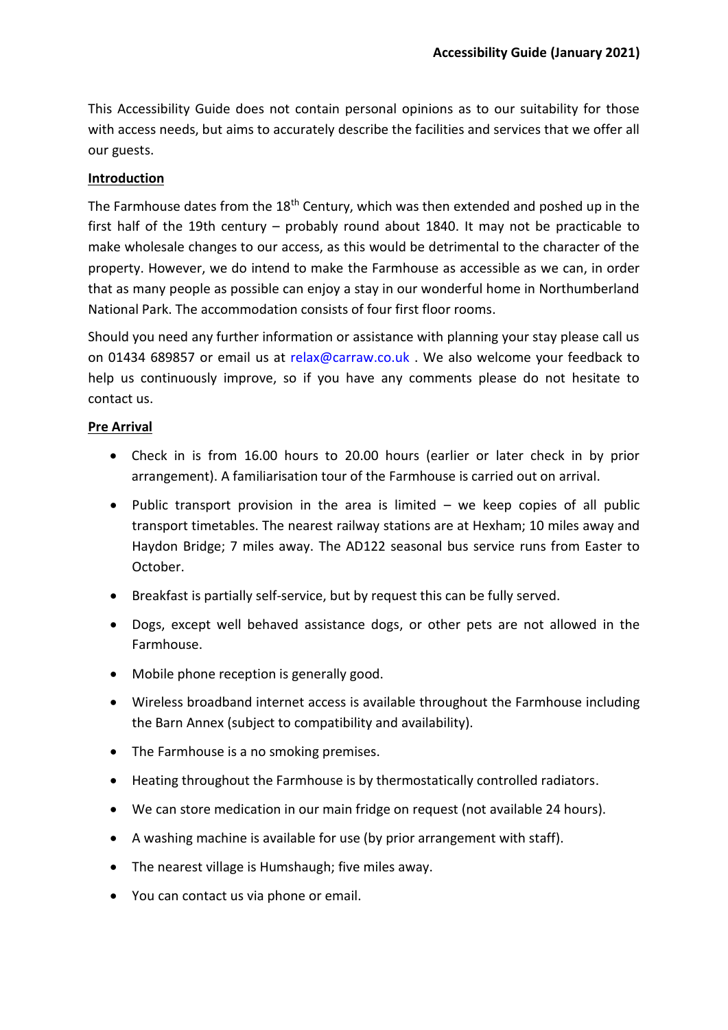# Accessibility Guide (January 2021)

This Accessibility Guide does not contain personal opinions as to our suitability for those with access needs, but aims to accurately describe the facilities and services that we offer all our guests.

## Introduction

The Farmhouse dates from the 18th Century, which was then extended and poshed up in the first half of the 19th century – probably round about 1840. It may not be practicable to make wholesale changes to our access, as this would be detrimental to the character of the property. However, we do intend to make the Farmhouse as accessible as we can, in order that as many people as possible can enjoy a stay in our wonderful home in Northumberland National Park. The accommodation consists of four first floor rooms.

Should you need any further information or assistance with planning your stay please call us on 01434 689857 or email us at relax@carraw.co.uk . We also welcome your feedback to help us continuously improve, so if you have any comments please do not hesitate to contact us.

## Pre Arrival

- Check in is from 16.00 hours to 20.00 hours (earlier or later check in by prior arrangement). A familiarisation tour of the Farmhouse is carried out on arrival.
- Public transport provision in the area is limited – we keep copies of all public transport timetables. The nearest railway stations are at Hexham; 10 miles away and Haydon Bridge; 7 miles away. The AD122 seasonal bus service runs from Easter to October.
- Breakfast is partially self-service, but by request this can be fully served.
- Dogs, except well behaved assistance dogs, or other pets are not allowed in the Farmhouse.
- Mobile phone reception is generally good.
- Wireless broadband internet access is available throughout the Farmhouse including the Barn Annex (subject to compatibility and availability).
- The Farmhouse is a no smoking premises.
- Heating throughout the Farmhouse is by thermostatically controlled radiators.
- We can store medication in our main fridge on request (not available 24 hours).
- A washing machine is available for use (by prior arrangement with staff).
- The nearest village is Humshaugh; five miles away.
- You can contact us via phone or email.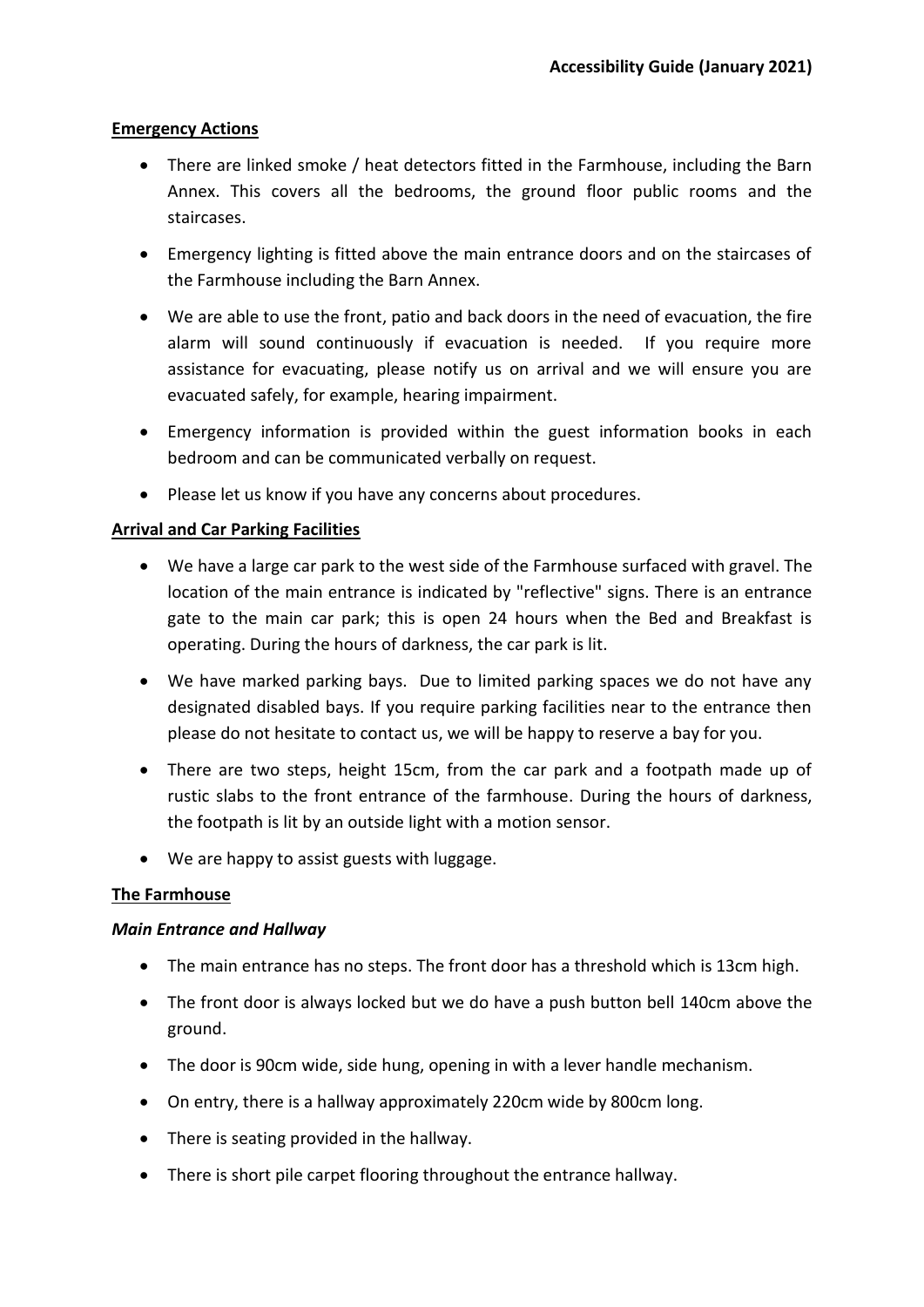## Emergency Actions

- There are linked smoke / heat detectors fitted in the Farmhouse, including the Barn Annex. This covers all the bedrooms, the ground floor public rooms and the staircases.
- Emergency lighting is fitted above the main entrance doors and on the staircases of the Farmhouse including the Barn Annex.
- We are able to use the front, patio and back doors in the need of evacuation, the fire alarm will sound continuously if evacuation is needed. If you require more assistance for evacuating, please notify us on arrival and we will ensure you are evacuated safely, for example, hearing impairment.
- Emergency information is provided within the guest information books in each bedroom and can be communicated verbally on request.
- Please let us know if you have any concerns about procedures.

## Arrival and Car Parking Facilities

- We have a large car park to the west side of the Farmhouse surfaced with gravel. The location of the main entrance is indicated by "reflective" signs. There is an entrance gate to the main car park; this is open 24 hours when the Bed and Breakfast is operating. During the hours of darkness, the car park is lit.
- We have marked parking bays. Due to limited parking spaces we do not have any designated disabled bays. If you require parking facilities near to the entrance then please do not hesitate to contact us, we will be happy to reserve a bay for you.
- There are two steps, height 15cm, from the car park and a footpath made up of rustic slabs to the front entrance of the farmhouse. During the hours of darkness, the footpath is lit by an outside light with a motion sensor.
- We are happy to assist guests with luggage.

## The Farmhouse

### *Main Entrance and Hallway*

- The main entrance has no steps. The front door has a threshold which is 13cm high.
- The front door is always locked but we do have a push button bell 140cm above the ground.
- The door is 90cm wide, side hung, opening in with a lever handle mechanism.
- On entry, there is a hallway approximately 220cm wide by 800cm long.
- There is seating provided in the hallway.
- There is short pile carpet flooring throughout the entrance hallway.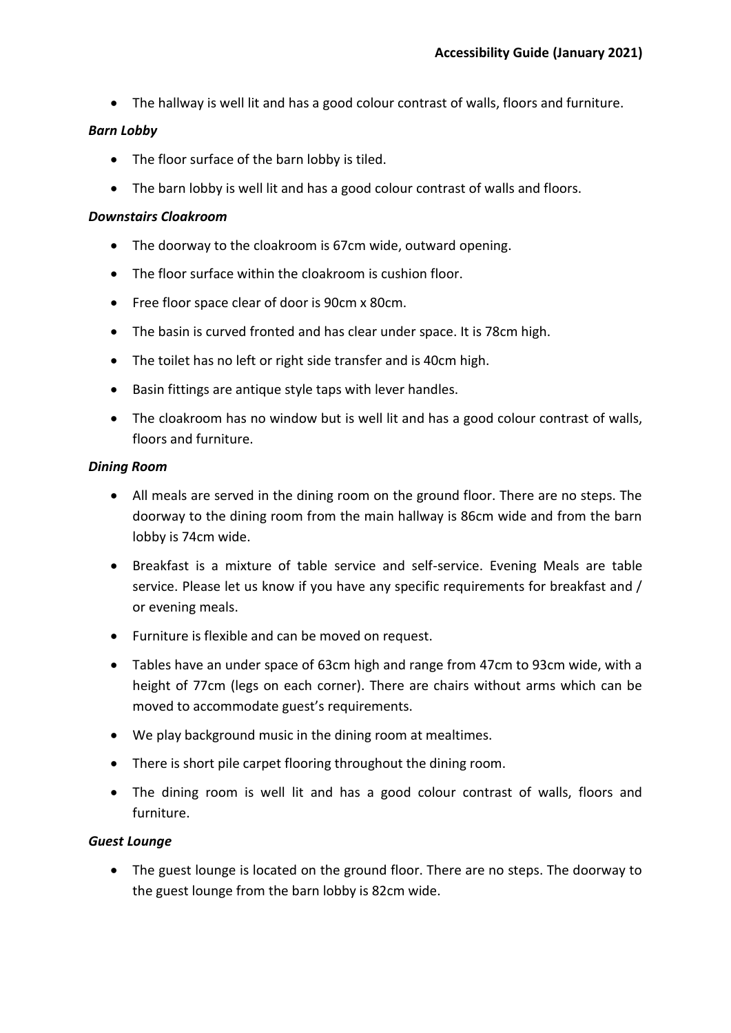- The hallway is well lit and has a good colour contrast of walls, floors and furniture.

***Barn Lobby***

- The floor surface of the barn lobby is tiled.
- The barn lobby is well lit and has a good colour contrast of walls and floors.

***Downstairs Cloakroom***

- The doorway to the cloakroom is 67cm wide, outward opening.
- The floor surface within the cloakroom is cushion floor.
- Free floor space clear of door is 90cm x 80cm.
- The basin is curved fronted and has clear under space. It is 78cm high.
- The toilet has no left or right side transfer and is 40cm high.
- Basin fittings are antique style taps with lever handles.
- The cloakroom has no window but is well lit and has a good colour contrast of walls, floors and furniture.

***Dining Room***

- All meals are served in the dining room on the ground floor. There are no steps. The doorway to the dining room from the main hallway is 86cm wide and from the barn lobby is 74cm wide.
- Breakfast is a mixture of table service and self-service. Evening Meals are table service. Please let us know if you have any specific requirements for breakfast and / or evening meals.
- Furniture is flexible and can be moved on request.
- Tables have an under space of 63cm high and range from 47cm to 93cm wide, with a height of 77cm (legs on each corner). There are chairs without arms which can be moved to accommodate guest's requirements.
- We play background music in the dining room at mealtimes.
- There is short pile carpet flooring throughout the dining room.
- The dining room is well lit and has a good colour contrast of walls, floors and furniture.

***Guest Lounge***

- The guest lounge is located on the ground floor. There are no steps. The doorway to the guest lounge from the barn lobby is 82cm wide.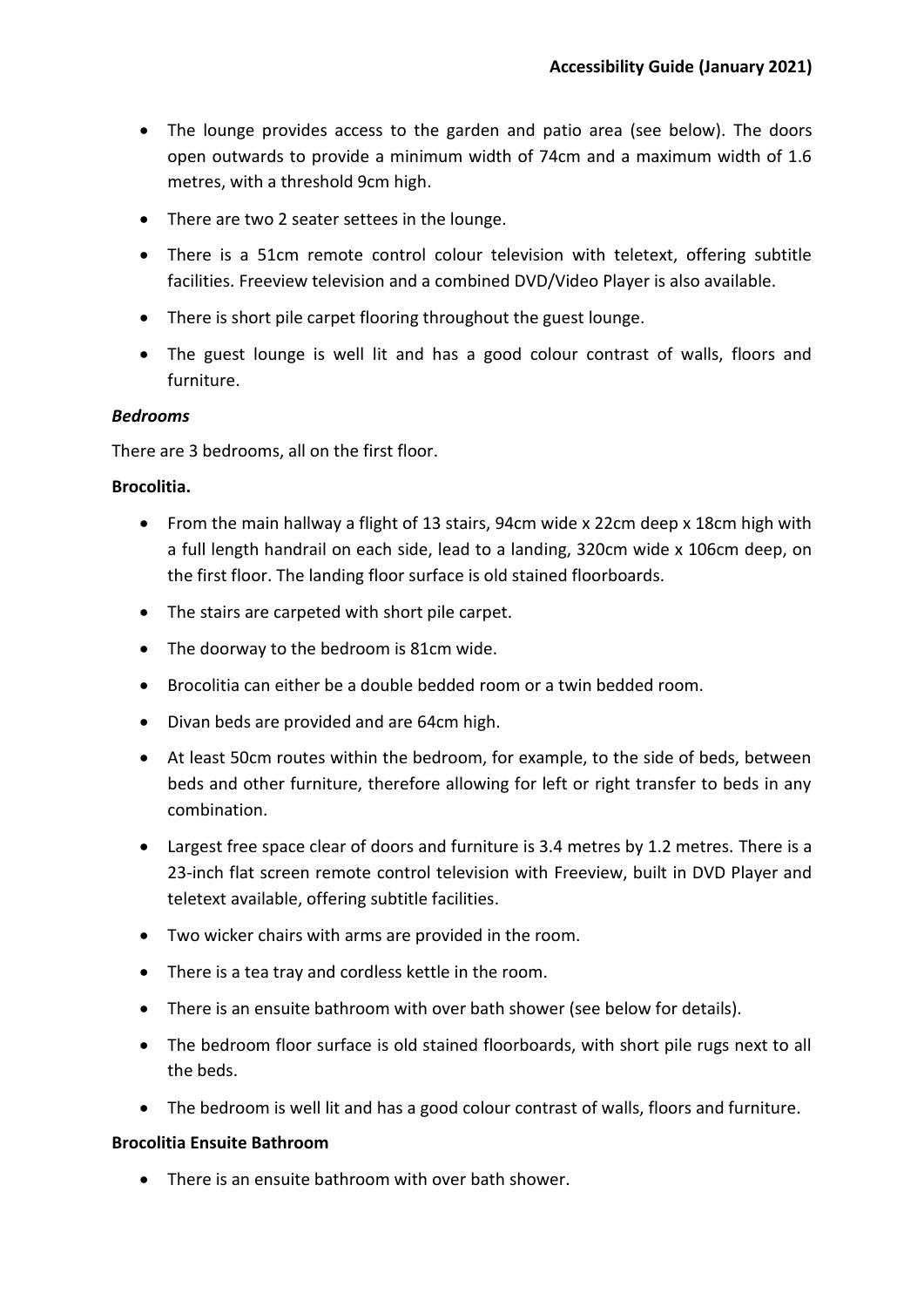- The lounge provides access to the garden and patio area (see below). The doors open outwards to provide a minimum width of 74cm and a maximum width of 1.6 metres, with a threshold 9cm high.
- There are two 2 seater settees in the lounge.
- There is a 51cm remote control colour television with teletext, offering subtitle facilities. Freeview television and a combined DVD/Video Player is also available.
- There is short pile carpet flooring throughout the guest lounge.
- The guest lounge is well lit and has a good colour contrast of walls, floors and furniture.

***Bedrooms***

There are 3 bedrooms, all on the first floor.

**Brocolitia.**

- From the main hallway a flight of 13 stairs, 94cm wide x 22cm deep x 18cm high with a full length handrail on each side, lead to a landing, 320cm wide x 106cm deep, on the first floor. The landing floor surface is old stained floorboards.
- The stairs are carpeted with short pile carpet.
- The doorway to the bedroom is 81cm wide.
- Brocolitia can either be a double bedded room or a twin bedded room.
- Divan beds are provided and are 64cm high.
- At least 50cm routes within the bedroom, for example, to the side of beds, between beds and other furniture, therefore allowing for left or right transfer to beds in any combination.
- Largest free space clear of doors and furniture is 3.4 metres by 1.2 metres. There is a 23-inch flat screen remote control television with Freeview, built in DVD Player and teletext available, offering subtitle facilities.
- Two wicker chairs with arms are provided in the room.
- There is a tea tray and cordless kettle in the room.
- There is an ensuite bathroom with over bath shower (see below for details).
- The bedroom floor surface is old stained floorboards, with short pile rugs next to all the beds.
- The bedroom is well lit and has a good colour contrast of walls, floors and furniture.

**Brocolitia Ensuite Bathroom**

- There is an ensuite bathroom with over bath shower.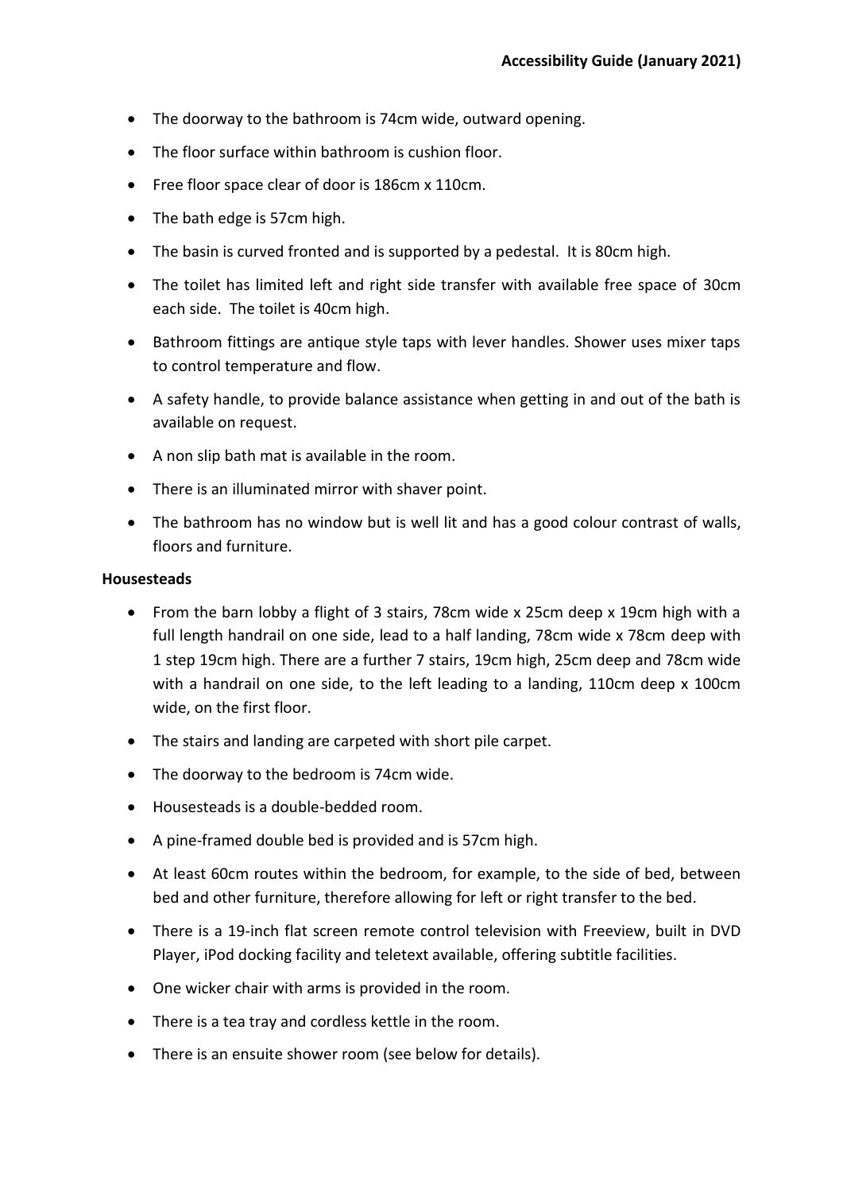- The doorway to the bathroom is 74cm wide, outward opening.
- The floor surface within bathroom is cushion floor.
- Free floor space clear of door is 186cm x 110cm.
- The bath edge is 57cm high.
- The basin is curved fronted and is supported by a pedestal. It is 80cm high.
- The toilet has limited left and right side transfer with available free space of 30cm each side. The toilet is 40cm high.
- Bathroom fittings are antique style taps with lever handles. Shower uses mixer taps to control temperature and flow.
- A safety handle, to provide balance assistance when getting in and out of the bath is available on request.
- A non slip bath mat is available in the room.
- There is an illuminated mirror with shaver point.
- The bathroom has no window but is well lit and has a good colour contrast of walls, floors and furniture.

**Housesteads**

- From the barn lobby a flight of 3 stairs, 78cm wide x 25cm deep x 19cm high with a full length handrail on one side, lead to a half landing, 78cm wide x 78cm deep with 1 step 19cm high. There are a further 7 stairs, 19cm high, 25cm deep and 78cm wide with a handrail on one side, to the left leading to a landing, 110cm deep x 100cm wide, on the first floor.
- The stairs and landing are carpeted with short pile carpet.
- The doorway to the bedroom is 74cm wide.
- Housesteads is a double-bedded room.
- A pine-framed double bed is provided and is 57cm high.
- At least 60cm routes within the bedroom, for example, to the side of bed, between bed and other furniture, therefore allowing for left or right transfer to the bed.
- There is a 19-inch flat screen remote control television with Freeview, built in DVD Player, iPod docking facility and teletext available, offering subtitle facilities.
- One wicker chair with arms is provided in the room.
- There is a tea tray and cordless kettle in the room.
- There is an ensuite shower room (see below for details).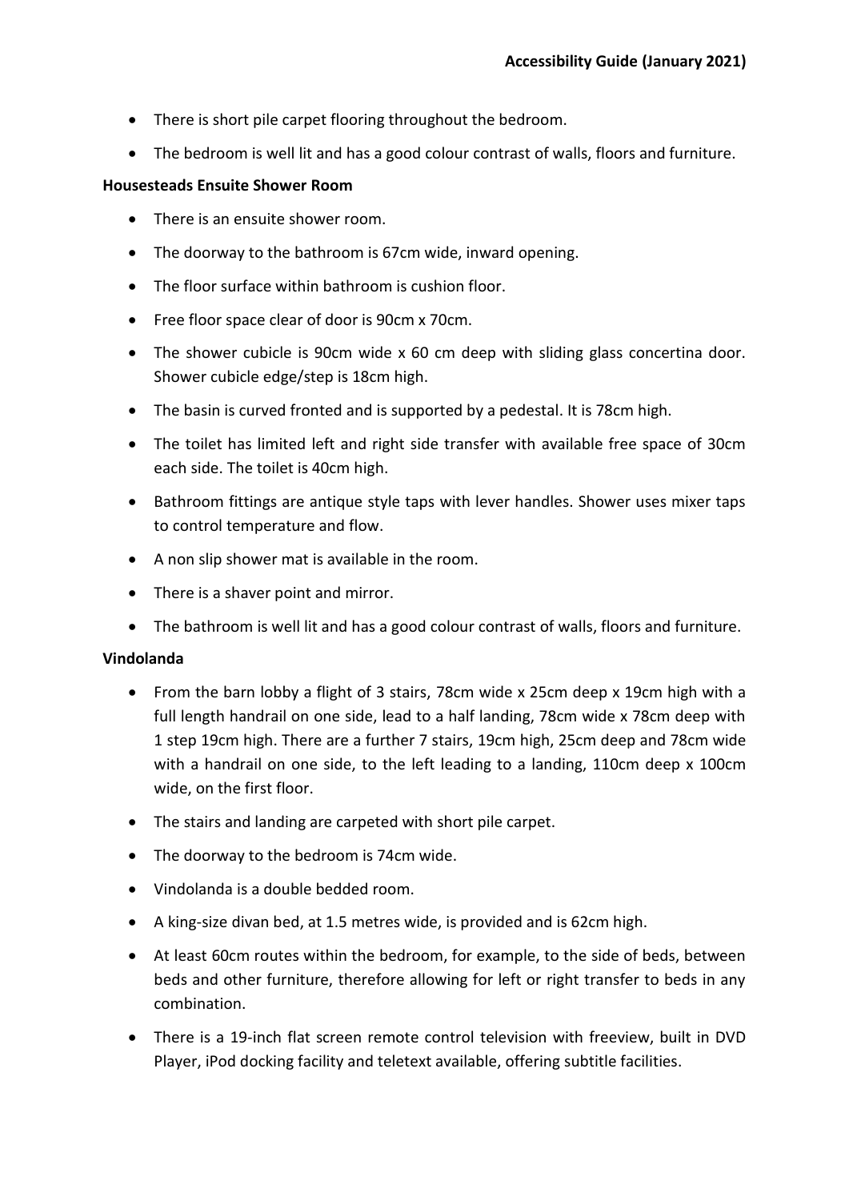- There is short pile carpet flooring throughout the bedroom.
- The bedroom is well lit and has a good colour contrast of walls, floors and furniture.

**Housesteads Ensuite Shower Room**

- There is an ensuite shower room.
- The doorway to the bathroom is 67cm wide, inward opening.
- The floor surface within bathroom is cushion floor.
- Free floor space clear of door is 90cm x 70cm.
- The shower cubicle is 90cm wide x 60 cm deep with sliding glass concertina door. Shower cubicle edge/step is 18cm high.
- The basin is curved fronted and is supported by a pedestal. It is 78cm high.
- The toilet has limited left and right side transfer with available free space of 30cm each side. The toilet is 40cm high.
- Bathroom fittings are antique style taps with lever handles. Shower uses mixer taps to control temperature and flow.
- A non slip shower mat is available in the room.
- There is a shaver point and mirror.
- The bathroom is well lit and has a good colour contrast of walls, floors and furniture.

**Vindolanda**

- From the barn lobby a flight of 3 stairs, 78cm wide x 25cm deep x 19cm high with a full length handrail on one side, lead to a half landing, 78cm wide x 78cm deep with 1 step 19cm high. There are a further 7 stairs, 19cm high, 25cm deep and 78cm wide with a handrail on one side, to the left leading to a landing, 110cm deep x 100cm wide, on the first floor.
- The stairs and landing are carpeted with short pile carpet.
- The doorway to the bedroom is 74cm wide.
- Vindolanda is a double bedded room.
- A king-size divan bed, at 1.5 metres wide, is provided and is 62cm high.
- At least 60cm routes within the bedroom, for example, to the side of beds, between beds and other furniture, therefore allowing for left or right transfer to beds in any combination.
- There is a 19-inch flat screen remote control television with freeview, built in DVD Player, iPod docking facility and teletext available, offering subtitle facilities.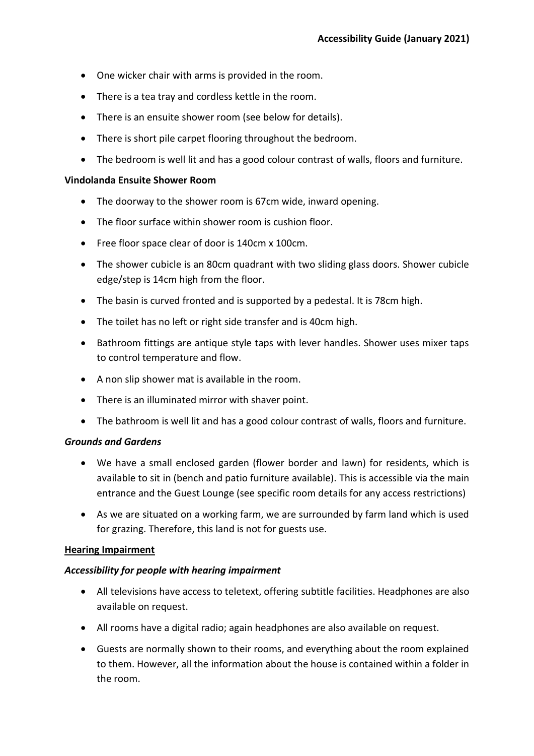- One wicker chair with arms is provided in the room.
- There is a tea tray and cordless kettle in the room.
- There is an ensuite shower room (see below for details).
- There is short pile carpet flooring throughout the bedroom.
- The bedroom is well lit and has a good colour contrast of walls, floors and furniture.

**Vindolanda Ensuite Shower Room**

- The doorway to the shower room is 67cm wide, inward opening.
- The floor surface within shower room is cushion floor.
- Free floor space clear of door is 140cm x 100cm.
- The shower cubicle is an 80cm quadrant with two sliding glass doors. Shower cubicle edge/step is 14cm high from the floor.
- The basin is curved fronted and is supported by a pedestal. It is 78cm high.
- The toilet has no left or right side transfer and is 40cm high.
- Bathroom fittings are antique style taps with lever handles. Shower uses mixer taps to control temperature and flow.
- A non slip shower mat is available in the room.
- There is an illuminated mirror with shaver point.
- The bathroom is well lit and has a good colour contrast of walls, floors and furniture.

***Grounds and Gardens***

- We have a small enclosed garden (flower border and lawn) for residents, which is available to sit in (bench and patio furniture available). This is accessible via the main entrance and the Guest Lounge (see specific room details for any access restrictions)
- As we are situated on a working farm, we are surrounded by farm land which is used for grazing. Therefore, this land is not for guests use.

**Hearing Impairment**

***Accessibility for people with hearing impairment***

- All televisions have access to teletext, offering subtitle facilities. Headphones are also available on request.
- All rooms have a digital radio; again headphones are also available on request.
- Guests are normally shown to their rooms, and everything about the room explained to them. However, all the information about the house is contained within a folder in the room.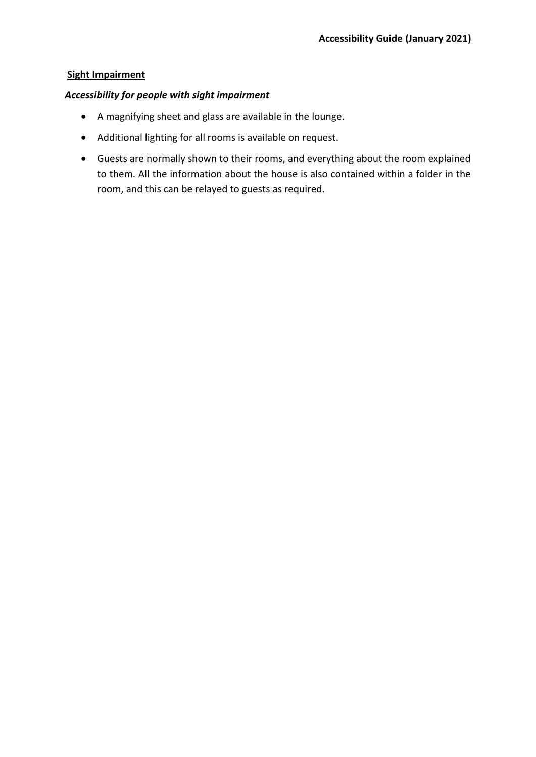**Sight Impairment**

***Accessibility for people with sight impairment***

- A magnifying sheet and glass are available in the lounge.
- Additional lighting for all rooms is available on request.
- Guests are normally shown to their rooms, and everything about the room explained to them. All the information about the house is also contained within a folder in the room, and this can be relayed to guests as required.